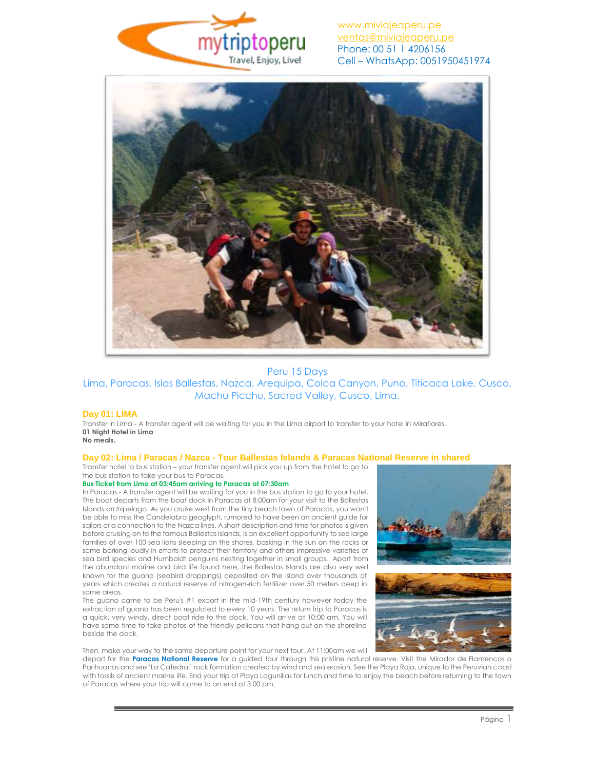www.miviajeaperu.pe
ventas@miviajeaperu.pe
Phone: 00 51 1 4206156
Cell – WhatsApp: 0051950451974

# Peru 15 Days

Lima, Paracas, Islas Ballestas, Nazca, Arequipa, Colca Canyon, Puno, Titicaca Lake, Cusco, Machu Picchu, Sacred Valley, Cusco, Lima.

## Day 01: LIMA

Transfer in Lima - A transfer agent will be waiting for you in the Lima airport to transfer to your hotel in Miraflores.
**01 Night Hotel in Lima**
**No meals.**

## Day 02: Lima / Paracas / Nazca - Tour Ballestas Islands & Paracas National Reserve in shared

Transfer hotel to bus station – your transfer agent will pick you up from the hotel to go to the bus station to take your bus to Paracas.
**Bus Ticket from Lima at 03:45am arriving to Paracas at 07:30am**
In Paracas - A transfer agent will be waiting for you in the bus station to go to your hotel. The boat departs from the boat dock in Paracas at 8:00am for your visit to the Ballestas Islands archipelago. As you cruise west from the tiny beach town of Paracas, you won't be able to miss the Candelabra geoglyph, rumored to have been an ancient guide for sailors or a connection to the Nazca lines. A short description and time for photos is given before cruising on to the famous Ballestas Islands, is an excellent opportunity to see large families of over 100 sea lions sleeping on the shores, basking in the sun on the rocks or some barking loudly in efforts to protect their territory and others impressive varieties of sea bird species and Humboldt penguins nesting together in small groups. Apart from the abundant marine and bird life found here, the Ballestas Islands are also very well known for the guano (seabird droppings) deposited on the island over thousands of years which creates a natural reserve of nitrogen-rich fertilizer over 50 meters deep in some areas.
The guano came to be Peru's #1 export in the mid-19th century however today the extraction of guano has been regulated to every 10 years. The return trip to Paracas is a quick, very windy, direct boat ride to the dock. You will arrive at 10:00 am. You will have some time to take photos of the friendly pelicans that hang out on the shoreline beside the dock.

Then, make your way to the same departure point for your next tour. At 11:00am we will depart for the **Paracas National Reserve** for a guided tour through this pristine natural reserve. Visit the Mirador de Flamencos o Parihuanas and see 'La Catedral' rock formation created by wind and sea erosion. See the Playa Roja, unique to the Peruvian coast with fossils of ancient marine life. End your trip at Playa Lagunillas for lunch and time to enjoy the beach before returning to the town of Paracas where your trip will come to an end at 3:00 pm.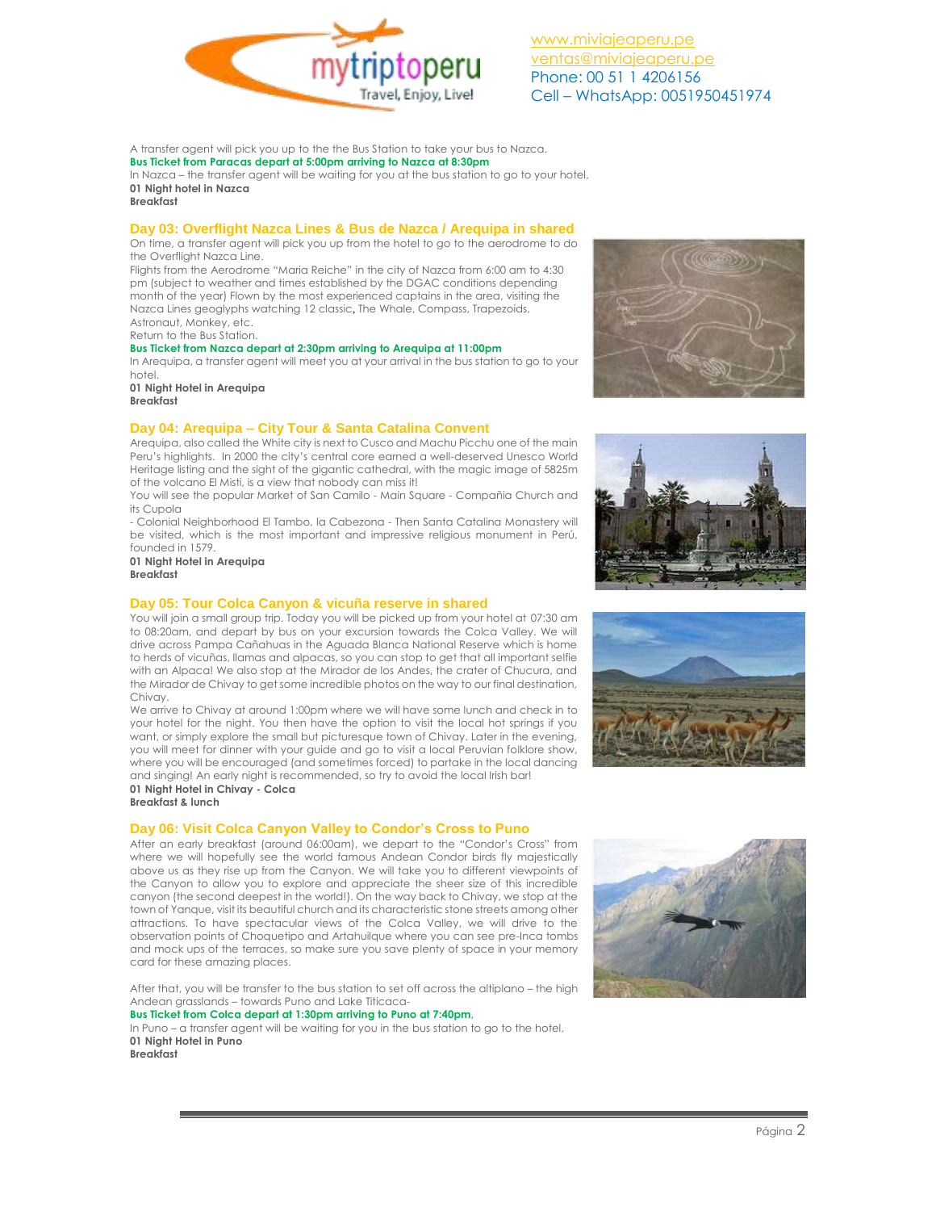A transfer agent will pick you up to the the Bus Station to take your bus to Nazca.

**Bus Ticket from Paracas depart at 5:00pm arriving to Nazca at 8:30pm**

In Nazca – the transfer agent will be waiting for you at the bus station to go to your hotel.

**01 Night hotel in Nazca**

**Breakfast**

## Day 03: Overflight Nazca Lines & Bus de Nazca / Arequipa in shared

On time, a transfer agent will pick you up from the hotel to go to the aerodrome to do the Overflight Nazca Line.

Flights from the Aerodrome "Maria Reiche" in the city of Nazca from 6:00 am to 4:30 pm (subject to weather and times established by the DGAC conditions depending month of the year) Flown by the most experienced captains in the area, visiting the Nazca Lines geoglyphs watching 12 classic, The Whale, Compass, Trapezoids, Astronaut, Monkey, etc.

Return to the Bus Station.

**Bus Ticket from Nazca depart at 2:30pm arriving to Arequipa at 11:00pm**

In Arequipa, a transfer agent will meet you at your arrival in the bus station to go to your hotel.

**01 Night Hotel in Arequipa**

**Breakfast**

## Day 04: Arequipa – City Tour & Santa Catalina Convent

Arequipa, also called the White city is next to Cusco and Machu Picchu one of the main Peru's highlights. In 2000 the city's central core earned a well-deserved Unesco World Heritage listing and the sight of the gigantic cathedral, with the magic image of 5825m of the volcano El Misti, is a view that nobody can miss it!

You will see the popular Market of San Camilo - Main Square - Compañia Church and its Cupola

- Colonial Neighborhood El Tambo, la Cabezona - Then Santa Catalina Monastery will be visited, which is the most important and impressive religious monument in Perú, founded in 1579.

**01 Night Hotel in Arequipa**

**Breakfast**

## Day 05: Tour Colca Canyon & vicuña reserve in shared

You will join a small group trip. Today you will be picked up from your hotel at 07:30 am to 08:20am, and depart by bus on your excursion towards the Colca Valley. We will drive across Pampa Cañahuas in the Aguada Blanca National Reserve which is home to herds of vicuñas, llamas and alpacas, so you can stop to get that all important selfie with an Alpaca! We also stop at the Mirador de los Andes, the crater of Chucura, and the Mirador de Chivay to get some incredible photos on the way to our final destination, Chivay.

We arrive to Chivay at around 1:00pm where we will have some lunch and check in to your hotel for the night. You then have the option to visit the local hot springs if you want, or simply explore the small but picturesque town of Chivay. Later in the evening, you will meet for dinner with your guide and go to visit a local Peruvian folklore show, where you will be encouraged (and sometimes forced) to partake in the local dancing and singing! An early night is recommended, so try to avoid the local Irish bar!

**01 Night Hotel in Chivay - Colca**

**Breakfast & lunch**

## Day 06: Visit Colca Canyon Valley to Condor's Cross to Puno

After an early breakfast (around 06:00am), we depart to the "Condor's Cross" from where we will hopefully see the world famous Andean Condor birds fly majestically above us as they rise up from the Canyon. We will take you to different viewpoints of the Canyon to allow you to explore and appreciate the sheer size of this incredible canyon (the second deepest in the world!). On the way back to Chivay, we stop at the town of Yanque, visit its beautiful church and its characteristic stone streets among other attractions. To have spectacular views of the Colca Valley, we will drive to the observation points of Choquetipo and Artahuilque where you can see pre-Inca tombs and mock ups of the terraces, so make sure you save plenty of space in your memory card for these amazing places.

After that, you will be transfer to the bus station to set off across the altiplano – the high Andean grasslands – towards Puno and Lake Titicaca-

**Bus Ticket from Colca depart at 1:30pm arriving to Puno at 7:40pm**.

In Puno – a transfer agent will be waiting for you in the bus station to go to the hotel.

**01 Night Hotel in Puno**

**Breakfast**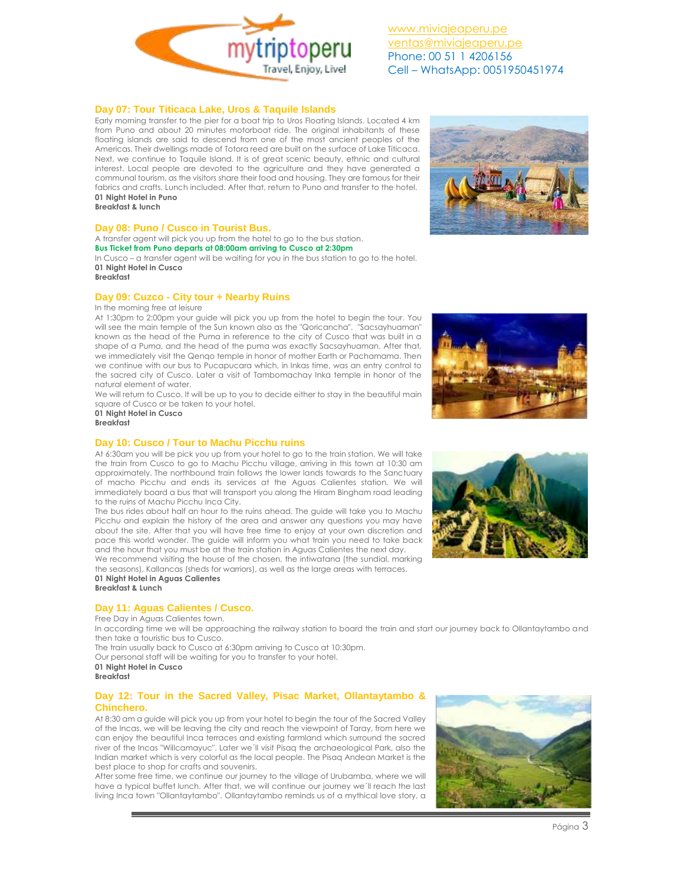## Day 07: Tour Titicaca Lake, Uros & Taquile Islands

Early morning transfer to the pier for a boat trip to Uros Floating Islands. Located 4 km from Puno and about 20 minutes motorboat ride. The original inhabitants of these floating islands are said to descend from one of the most ancient peoples of the Americas. Their dwellings made of Totora reed are built on the surface of Lake Titicaca. Next, we continue to Taquile Island. It is of great scenic beauty, ethnic and cultural interest. Local people are devoted to the agriculture and they have generated a communal tourism, as the visitors share their food and housing. They are famous for their fabrics and crafts. Lunch included. After that, return to Puno and transfer to the hotel.

**01 Night Hotel in Puno**
**Breakfast & lunch**

## Day 08: Puno / Cusco in Tourist Bus.

A transfer agent will pick you up from the hotel to go to the bus station.

**Bus Ticket from Puno departs at 08:00am arriving to Cusco at 2:30pm**

In Cusco – a transfer agent will be waiting for you in the bus station to go to the hotel.

**01 Night Hotel in Cusco**
**Breakfast**

## Day 09: Cuzco - City tour + Nearby Ruins

In the morning free at leisure

At 1:30pm to 2:00pm your guide will pick you up from the hotel to begin the tour. You will see the main temple of the Sun known also as the "Qoricancha". "Sacsayhuaman" known as the head of the Puma in reference to the city of Cusco that was built in a shape of a Puma, and the head of the puma was exactly Sacsayhuaman. After that, we immediately visit the Qenqo temple in honor of mother Earth or Pachamama. Then we continue with our bus to Pucapucara which, in Inkas time, was an entry control to the sacred city of Cusco. Later a visit of Tambomachay Inka temple in honor of the natural element of water.

We will return to Cusco. It will be up to you to decide either to stay in the beautiful main square of Cusco or be taken to your hotel.

**01 Night Hotel in Cusco**
**Breakfast**

## Day 10: Cusco / Tour to Machu Picchu ruins

At 6:30am you will be pick you up from your hotel to go to the train station. We will take the train from Cusco to go to Machu Picchu village, arriving in this town at 10:30 am approximately. The northbound train follows the lower lands towards to the Sanctuary of macho Picchu and ends its services at the Aguas Calientes station. We will immediately board a bus that will transport you along the Hiram Bingham road leading to the ruins of Machu Picchu Inca City.

The bus rides about half an hour to the ruins ahead. The guide will take you to Machu Picchu and explain the history of the area and answer any questions you may have about the site. After that you will have free time to enjoy at your own discretion and pace this world wonder. The guide will inform you what train you need to take back and the hour that you must be at the train station in Aguas Calientes the next day.

We recommend visiting the house of the chosen, the intiwatana (the sundial, marking the seasons), Kallancas (sheds for warriors), as well as the large areas with terraces.

**01 Night Hotel in Aguas Calientes**
**Breakfast & Lunch**

## Day 11: Aguas Calientes / Cusco.

Free Day in Aguas Calientes town.

In according time we will be approaching the railway station to board the train and start our journey back to Ollantaytambo and then take a touristic bus to Cusco.

The train usually back to Cusco at 6:30pm arriving to Cusco at 10:30pm.

Our personal staff will be waiting for you to transfer to your hotel.

**01 Night Hotel in Cusco**
**Breakfast**

## Day 12: Tour in the Sacred Valley, Pisac Market, Ollantaytambo & Chinchero.

At 8:30 am a guide will pick you up from your hotel to begin the tour of the Sacred Valley of the Incas, we will be leaving the city and reach the viewpoint of Taray, from here we can enjoy the beautiful Inca terraces and existing farmland which surround the sacred river of the Incas "Willcamayuc". Later we´ll visit Pisaq the archaeological Park, also the Indian market which is very colorful as the local people. The Pisaq Andean Market is the best place to shop for crafts and souvenirs.

After some free time, we continue our journey to the village of Urubamba, where we will have a typical buffet lunch. After that, we will continue our journey we´ll reach the last living Inca town "Ollantaytambo". Ollantaytambo reminds us of a mythical love story, a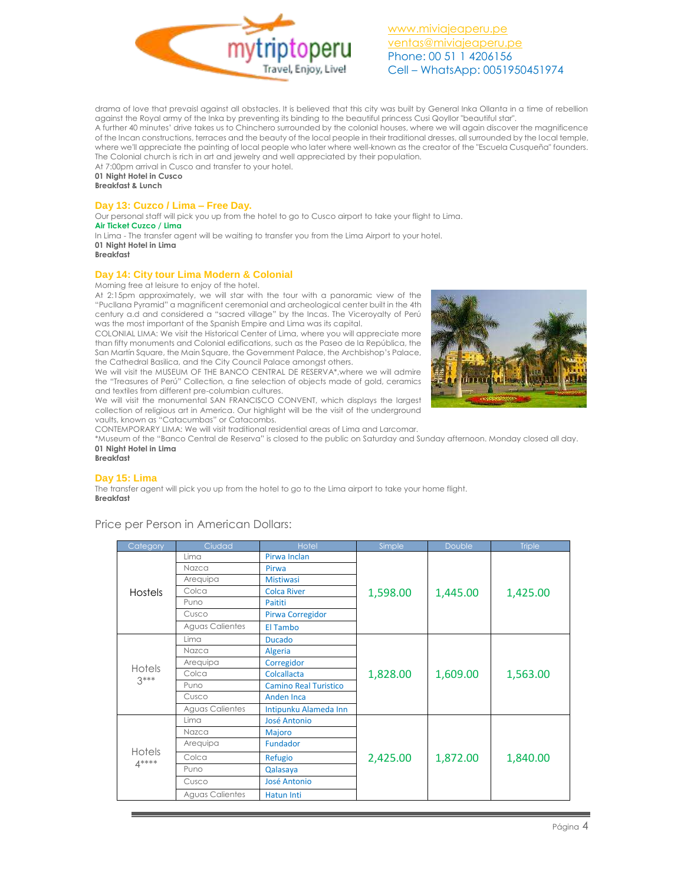drama of love that prevaisl against all obstacles. It is believed that this city was built by General Inka Ollanta in a time of rebellion against the Royal army of the Inka by preventing its binding to the beautiful princess Cusi Qoyllor "beautiful star".
A further 40 minutes' drive takes us to Chinchero surrounded by the colonial houses, where we will again discover the magnificence of the Incan constructions, terraces and the beauty of the local people in their traditional dresses, all surrounded by the local temple, where we'll appreciate the painting of local people who later where well-known as the creator of the "Escuela Cusqueña" founders. The Colonial church is rich in art and jewelry and well appreciated by their population.
At 7:00pm arrival in Cusco and transfer to your hotel.
**01 Night Hotel in Cusco**
**Breakfast & Lunch**

## Day 13: Cuzco / Lima – Free Day.

Our personal staff will pick you up from the hotel to go to Cusco airport to take your flight to Lima.
**Air Ticket Cuzco / Lima**
In Lima - The transfer agent will be waiting to transfer you from the Lima Airport to your hotel.
**01 Night Hotel in Lima**
**Breakfast**

## Day 14: City tour Lima Modern & Colonial

Morning free at leisure to enjoy of the hotel.
At 2:15pm approximately, we will star with the tour with a panoramic view of the "Pucllana Pyramid" a magnificent ceremonial and archeological center built in the 4th century a.d and considered a "sacred village" by the Incas. The Viceroyalty of Perú was the most important of the Spanish Empire and Lima was its capital.
COLONIAL LIMA: We visit the Historical Center of Lima, where you will appreciate more than fifty monuments and Colonial edifications, such as the Paseo de la República, the San Martín Square, the Main Square, the Government Palace, the Archbishop's Palace, the Cathedral Basilica, and the City Council Palace amongst others.
We will visit the MUSEUM OF THE BANCO CENTRAL DE RESERVA*,where we will admire the "Treasures of Perú" Collection, a fine selection of objects made of gold, ceramics and textiles from different pre-columbian cultures.
We will visit the monumental SAN FRANCISCO CONVENT, which displays the largest collection of religious art in America. Our highlight will be the visit of the underground vaults, known as "Catacumbas" or Catacombs.
CONTEMPORARY LIMA: We will visit traditional residential areas of Lima and Larcomar.
*Museum of the "Banco Central de Reserva" is closed to the public on Saturday and Sunday afternoon. Monday closed all day.
**01 Night Hotel in Lima**
**Breakfast**

## Day 15: Lima

The transfer agent will pick you up from the hotel to go to the Lima airport to take your home flight.
**Breakfast**

Price per Person in American Dollars:

| Category | Ciudad | Hotel | Simple | Double | Triple |
|---|---|---|---|---|---|
| Hostels | Lima | Pirwa Inclan | 1,598.00 | 1,445.00 | 1,425.00 |
| | Nazca | Pirwa | | | |
| | Arequipa | Mistiwasi | | | |
| | Colca | Colca River | | | |
| | Puno | Paititi | | | |
| | Cusco | Pirwa Corregidor | | | |
| | Aguas Calientes | El Tambo | | | |
| Hotels 3*** | Lima | Ducado | 1,828.00 | 1,609.00 | 1,563.00 |
| | Nazca | Algeria | | | |
| | Arequipa | Corregidor | | | |
| | Colca | Colcallacta | | | |
| | Puno | Camino Real Turistico | | | |
| | Cusco | Anden Inca | | | |
| | Aguas Calientes | Intipunku Alameda Inn | | | |
| Hotels 4**** | Lima | José Antonio | 2,425.00 | 1,872.00 | 1,840.00 |
| | Nazca | Majoro | | | |
| | Arequipa | Fundador | | | |
| | Colca | Refugio | | | |
| | Puno | Qalasaya | | | |
| | Cusco | José Antonio | | | |
| | Aguas Calientes | Hatun Inti | | | |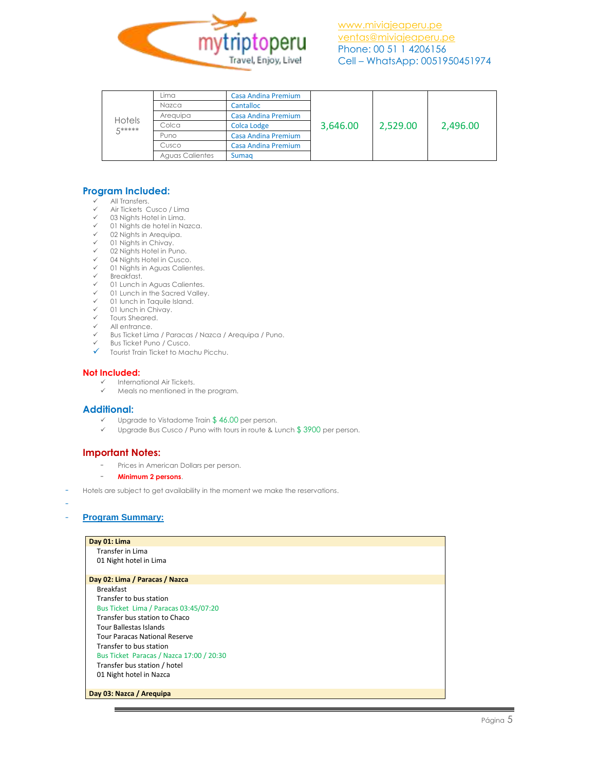| Hotels 5***** | Lima | Casa Andina Premium | 3,646.00 | 2,529.00 | 2,496.00 |
|---|---|---|---|---|---|
| | Nazca | Cantalloc | | | |
| | Arequipa | Casa Andina Premium | | | |
| | Colca | Colca Lodge | | | |
| | Puno | Casa Andina Premium | | | |
| | Cusco | Casa Andina Premium | | | |
| | Aguas Calientes | Sumaq | | | |

## Program Included:

- ✓ All Transfers.
- ✓ Air Tickets Cusco / Lima
- ✓ 03 Nights Hotel in Lima.
- ✓ 01 Nights de hotel in Nazca.
- ✓ 02 Nights in Arequipa.
- ✓ 01 Nights in Chivay.
- ✓ 02 Nights Hotel in Puno.
- ✓ 04 Nights Hotel in Cusco.
- ✓ 01 Nights in Aguas Calientes.
- ✓ Breakfast.
- ✓ 01 Lunch in Aguas Calientes.
- ✓ 01 Lunch in the Sacred Valley.
- ✓ 01 lunch in Taquile Island.
- ✓ 01 lunch in Chivay.
- ✓ Tours Sheared.
- ✓ All entrance.
- ✓ Bus Ticket Lima / Paracas / Nazca / Arequipa / Puno.
- ✓ Bus Ticket Puno / Cusco.
- ✓ Tourist Train Ticket to Machu Picchu.

## Not Included:

- ✓ International Air Tickets.
- ✓ Meals no mentioned in the program.

## Additional:

- ✓ Upgrade to Vistadome Train $ 46.00 per person.
- ✓ Upgrade Bus Cusco / Puno with tours in route & Lunch $ 3900 per person.

## Important Notes:

- Prices in American Dollars per person.
- **Minimum 2 persons**.

- Hotels are subject to get availability in the moment we make the reservations.
-
- **Program Summary:**

| **Day 01: Lima** |
|---|
| Transfer in Lima |
| 01 Night hotel in Lima |
| |
| **Day 02: Lima / Paracas / Nazca** |
| Breakfast |
| Transfer to bus station |
| Bus Ticket Lima / Paracas 03:45/07:20 |
| Transfer bus station to Chaco |
| Tour Ballestas Islands |
| Tour Paracas National Reserve |
| Transfer to bus station |
| Bus Ticket Paracas / Nazca 17:00 / 20:30 |
| Transfer bus station / hotel |
| 01 Night hotel in Nazca |
| |
| **Day 03: Nazca / Arequipa** |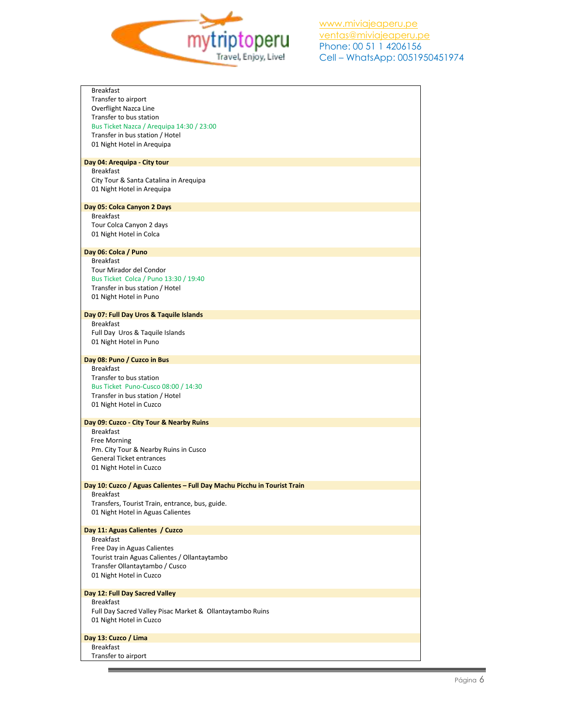Breakfast
Transfer to airport
Overflight Nazca Line
Transfer to bus station
Bus Ticket Nazca / Arequipa 14:30 / 23:00
Transfer in bus station / Hotel
01 Night Hotel in Arequipa

**Day 04: Arequipa - City tour**

Breakfast
City Tour & Santa Catalina in Arequipa
01 Night Hotel in Arequipa

**Day 05: Colca Canyon 2 Days**

Breakfast
Tour Colca Canyon 2 days
01 Night Hotel in Colca

**Day 06: Colca / Puno**

Breakfast
Tour Mirador del Condor
Bus Ticket Colca / Puno 13:30 / 19:40
Transfer in bus station / Hotel
01 Night Hotel in Puno

**Day 07: Full Day Uros & Taquile Islands**

Breakfast
Full Day Uros & Taquile Islands
01 Night Hotel in Puno

**Day 08: Puno / Cuzco in Bus**

Breakfast
Transfer to bus station
Bus Ticket Puno-Cusco 08:00 / 14:30
Transfer in bus station / Hotel
01 Night Hotel in Cuzco

**Day 09: Cuzco - City Tour & Nearby Ruins**

Breakfast
Free Morning
Pm. City Tour & Nearby Ruins in Cusco
General Ticket entrances
01 Night Hotel in Cuzco

**Day 10: Cuzco / Aguas Calientes – Full Day Machu Picchu in Tourist Train**

Breakfast
Transfers, Tourist Train, entrance, bus, guide.
01 Night Hotel in Aguas Calientes

**Day 11: Aguas Calientes / Cuzco**

Breakfast
Free Day in Aguas Calientes
Tourist train Aguas Calientes / Ollantaytambo
Transfer Ollantaytambo / Cusco
01 Night Hotel in Cuzco

**Day 12: Full Day Sacred Valley**

Breakfast
Full Day Sacred Valley Pisac Market & Ollantaytambo Ruins
01 Night Hotel in Cuzco

**Day 13: Cuzco / Lima**

Breakfast
Transfer to airport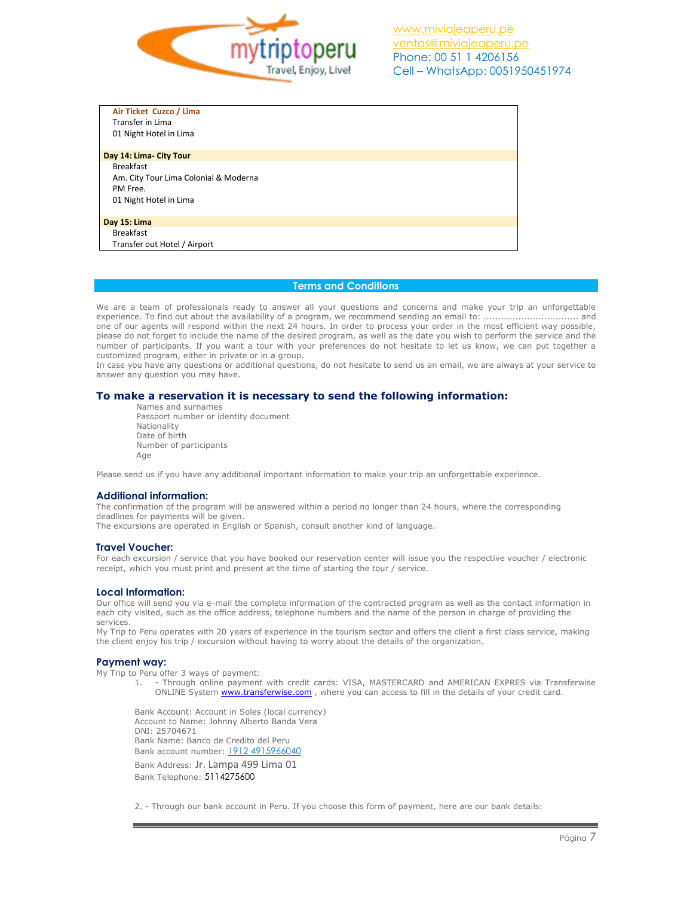**Air Ticket Cuzco / Lima**
Transfer in Lima
01 Night Hotel in Lima

**Day 14: Lima- City Tour**
Breakfast
Am. City Tour Lima Colonial & Moderna
PM Free.
01 Night Hotel in Lima

**Day 15: Lima**
Breakfast
Transfer out Hotel / Airport

## Terms and Conditions

We are a team of professionals ready to answer all your questions and concerns and make your trip an unforgettable experience. To find out about the availability of a program, we recommend sending an email to: ................................ and one of our agents will respond within the next 24 hours. In order to process your order in the most efficient way possible, please do not forget to include the name of the desired program, as well as the date you wish to perform the service and the number of participants. If you want a tour with your preferences do not hesitate to let us know, we can put together a customized program, either in private or in a group.
In case you have any questions or additional questions, do not hesitate to send us an email, we are always at your service to answer any question you may have.

### To make a reservation it is necessary to send the following information:

Names and surnames
Passport number or identity document
Nationality
Date of birth
Number of participants
Age

Please send us if you have any additional important information to make your trip an unforgettable experience.

### Additional information:

The confirmation of the program will be answered within a period no longer than 24 hours, where the corresponding deadlines for payments will be given.
The excursions are operated in English or Spanish, consult another kind of language.

### Travel Voucher:

For each excursion / service that you have booked our reservation center will issue you the respective voucher / electronic receipt, which you must print and present at the time of starting the tour / service.

### Local Information:

Our office will send you via e-mail the complete information of the contracted program as well as the contact information in each city visited, such as the office address, telephone numbers and the name of the person in charge of providing the services.
My Trip to Peru operates with 20 years of experience in the tourism sector and offers the client a first class service, making the client enjoy his trip / excursion without having to worry about the details of the organization.

### Payment way:

My Trip to Peru offer 3 ways of payment:

1. - Through online payment with credit cards: VISA, MASTERCARD and AMERICAN EXPRES via Transferwise ONLINE System www.transferwise.com , where you can access to fill in the details of your credit card.

Bank Account: Account in Soles (local currency)
Account to Name: Johnny Alberto Banda Vera
DNI: 25704671
Bank Name: Banco de Credito del Peru
Bank account number: 1912 4915966040
Bank Address: Jr. Lampa 499 Lima 01
Bank Telephone: 5114275600

2. - Through our bank account in Peru. If you choose this form of payment, here are our bank details: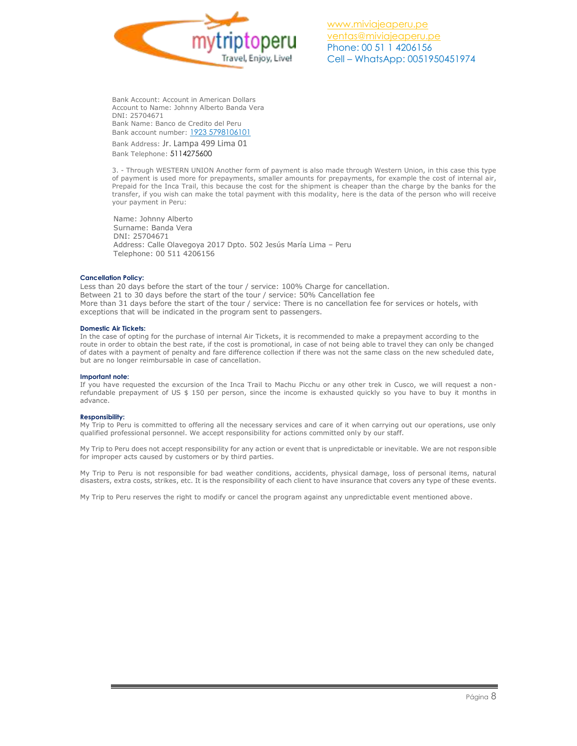Bank Account: Account in American Dollars
Account to Name: Johnny Alberto Banda Vera
DNI: 25704671
Bank Name: Banco de Credito del Peru
Bank account number: 1923 5798106101
Bank Address: Jr. Lampa 499 Lima 01
Bank Telephone: 5114275600

3. - Through WESTERN UNION Another form of payment is also made through Western Union, in this case this type of payment is used more for prepayments, smaller amounts for prepayments, for example the cost of internal air, Prepaid for the Inca Trail, this because the cost for the shipment is cheaper than the charge by the banks for the transfer, if you wish can make the total payment with this modality, here is the data of the person who will receive your payment in Peru:

Name: Johnny Alberto
Surname: Banda Vera
DNI: 25704671
Address: Calle Olavegoya 2017 Dpto. 502 Jesús María Lima – Peru
Telephone: 00 511 4206156

**Cancellation Policy:**

Less than 20 days before the start of the tour / service: 100% Charge for cancellation.
Between 21 to 30 days before the start of the tour / service: 50% Cancellation fee
More than 31 days before the start of the tour / service: There is no cancellation fee for services or hotels, with exceptions that will be indicated in the program sent to passengers.

**Domestic Air Tickets:**

In the case of opting for the purchase of internal Air Tickets, it is recommended to make a prepayment according to the route in order to obtain the best rate, if the cost is promotional, in case of not being able to travel they can only be changed of dates with a payment of penalty and fare difference collection if there was not the same class on the new scheduled date, but are no longer reimbursable in case of cancellation.

**Important note:**

If you have requested the excursion of the Inca Trail to Machu Picchu or any other trek in Cusco, we will request a non-refundable prepayment of US $ 150 per person, since the income is exhausted quickly so you have to buy it months in advance.

**Responsibility:**

My Trip to Peru is committed to offering all the necessary services and care of it when carrying out our operations, use only qualified professional personnel. We accept responsibility for actions committed only by our staff.

My Trip to Peru does not accept responsibility for any action or event that is unpredictable or inevitable. We are not responsible for improper acts caused by customers or by third parties.

My Trip to Peru is not responsible for bad weather conditions, accidents, physical damage, loss of personal items, natural disasters, extra costs, strikes, etc. It is the responsibility of each client to have insurance that covers any type of these events.

My Trip to Peru reserves the right to modify or cancel the program against any unpredictable event mentioned above.